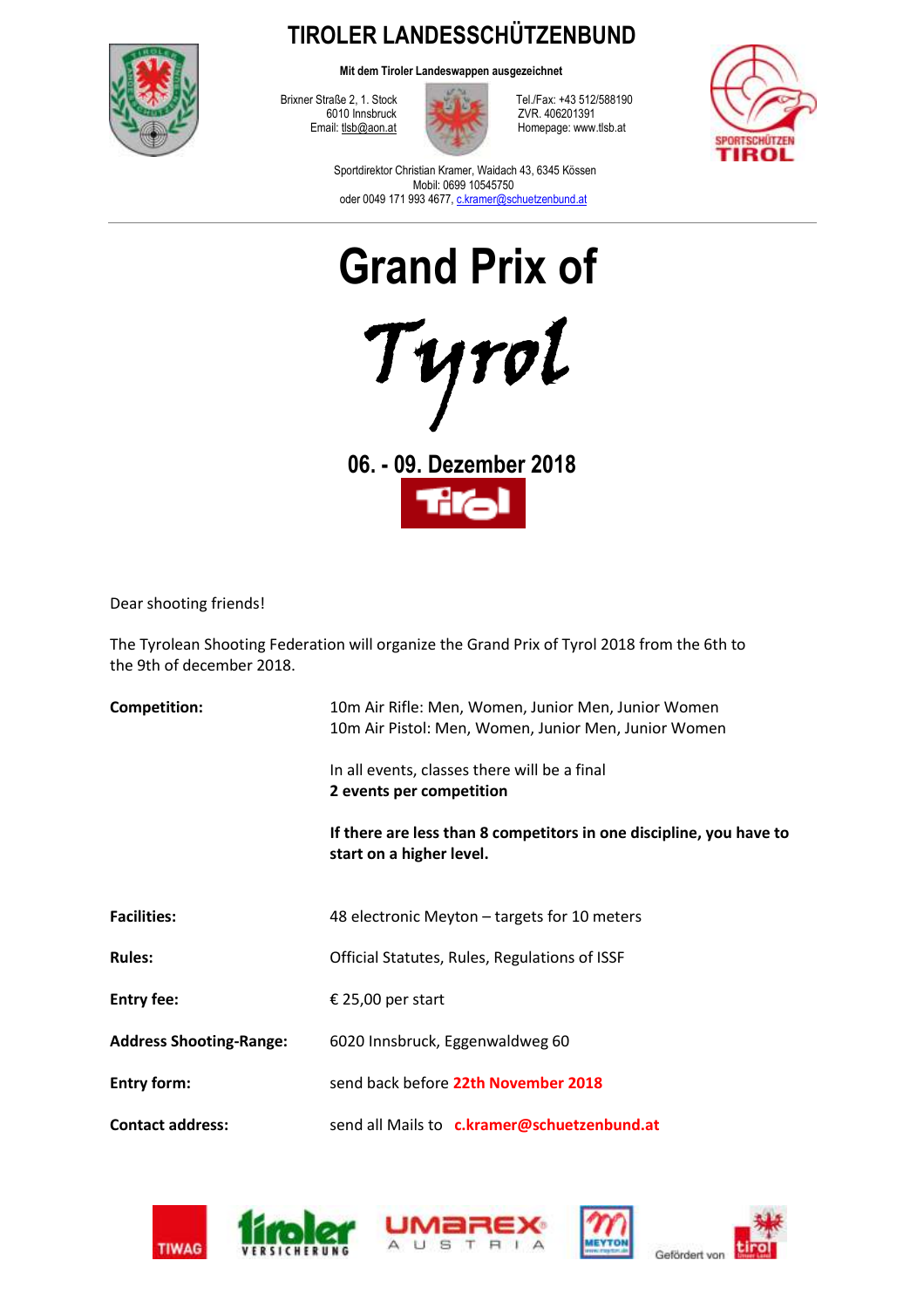# TIROLER LANDESSCHÜTZENBUND

**Mit dem Tiroler Landeswappen ausgezeichnet**

Brixner Straße 2, 1. Stock
6010 Innsbruck
Email: tlsb@aon.at

Tel./Fax: +43 512/588190
ZVR. 406201391
Homepage: www.tlsb.at

Sportdirektor Christian Kramer, Waidach 43, 6345 Kössen
Mobil: 0699 10545750
oder 0049 171 993 4677, c.kramer@schuetzenbund.at

# Grand Prix of Tyrol

## 06. - 09. Dezember 2018

Dear shooting friends!

The Tyrolean Shooting Federation will organize the Grand Prix of Tyrol 2018 from the 6th to the 9th of december 2018.

**Competition:** 10m Air Rifle: Men, Women, Junior Men, Junior Women
10m Air Pistol: Men, Women, Junior Men, Junior Women

In all events, classes there will be a final
**2 events per competition**

**If there are less than 8 competitors in one discipline, you have to start on a higher level.**

**Facilities:** 48 electronic Meyton – targets for 10 meters

**Rules:** Official Statutes, Rules, Regulations of ISSF

**Entry fee:** € 25,00 per start

**Address Shooting-Range:** 6020 Innsbruck, Eggenwaldweg 60

**Entry form:** send back before **22th November 2018**

**Contact address:** send all Mails to **c.kramer@schuetzenbund.at**

Gefördert von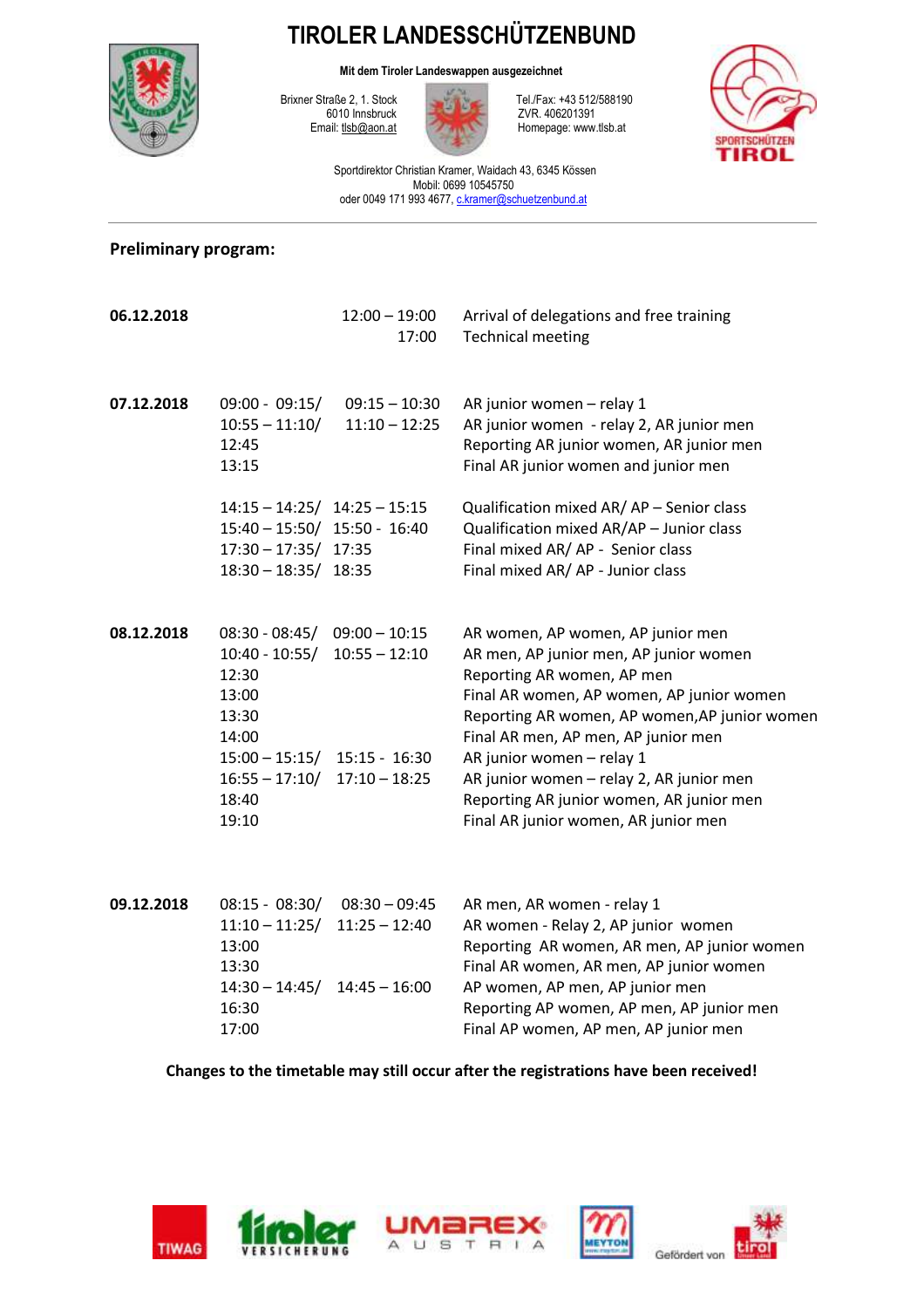# TIROLER LANDESSCHÜTZENBUND

**Mit dem Tiroler Landeswappen ausgezeichnet**

Brixner Straße 2, 1. Stock
6010 Innsbruck
Email: tlsb@aon.at

Tel./Fax: +43 512/588190
ZVR. 406201391
Homepage: www.tlsb.at

Sportdirektor Christian Kramer, Waidach 43, 6345 Kössen
Mobil: 0699 10545750
oder 0049 171 993 4677, c.kramer@schuetzenbund.at

**Preliminary program:**

| | | | |
|---|---|---|---|
| **06.12.2018** | | 12:00 – 19:00 | Arrival of delegations and free training |
| | | 17:00 | Technical meeting |
| **07.12.2018** | 09:00 - 09:15/ | 09:15 – 10:30 | AR junior women – relay 1 |
| | 10:55 – 11:10/ | 11:10 – 12:25 | AR junior women - relay 2, AR junior men |
| | 12:45 | | Reporting AR junior women, AR junior men |
| | 13:15 | | Final AR junior women and junior men |
| | 14:15 – 14:25/ | 14:25 – 15:15 | Qualification mixed AR/ AP – Senior class |
| | 15:40 – 15:50/ | 15:50 - 16:40 | Qualification mixed AR/AP – Junior class |
| | 17:30 – 17:35/ | 17:35 | Final mixed AR/ AP - Senior class |
| | 18:30 – 18:35/ | 18:35 | Final mixed AR/ AP - Junior class |
| **08.12.2018** | 08:30 - 08:45/ | 09:00 – 10:15 | AR women, AP women, AP junior men |
| | 10:40 - 10:55/ | 10:55 – 12:10 | AR men, AP junior men, AP junior women |
| | 12:30 | | Reporting AR women, AP men |
| | 13:00 | | Final AR women, AP women, AP junior women |
| | 13:30 | | Reporting AR women, AP women,AP junior women |
| | 14:00 | | Final AR men, AP men, AP junior men |
| | 15:00 – 15:15/ | 15:15 - 16:30 | AR junior women – relay 1 |
| | 16:55 – 17:10/ | 17:10 – 18:25 | AR junior women – relay 2, AR junior men |
| | 18:40 | | Reporting AR junior women, AR junior men |
| | 19:10 | | Final AR junior women, AR junior men |
| **09.12.2018** | 08:15 - 08:30/ | 08:30 – 09:45 | AR men, AR women - relay 1 |
| | 11:10 – 11:25/ | 11:25 – 12:40 | AR women - Relay 2, AP junior women |
| | 13:00 | | Reporting AR women, AR men, AP junior women |
| | 13:30 | | Final AR women, AR men, AP junior women |
| | 14:30 – 14:45/ | 14:45 – 16:00 | AP women, AP men, AP junior men |
| | 16:30 | | Reporting AP women, AP men, AP junior men |
| | 17:00 | | Final AP women, AP men, AP junior men |

**Changes to the timetable may still occur after the registrations have been received!**

Gefördert von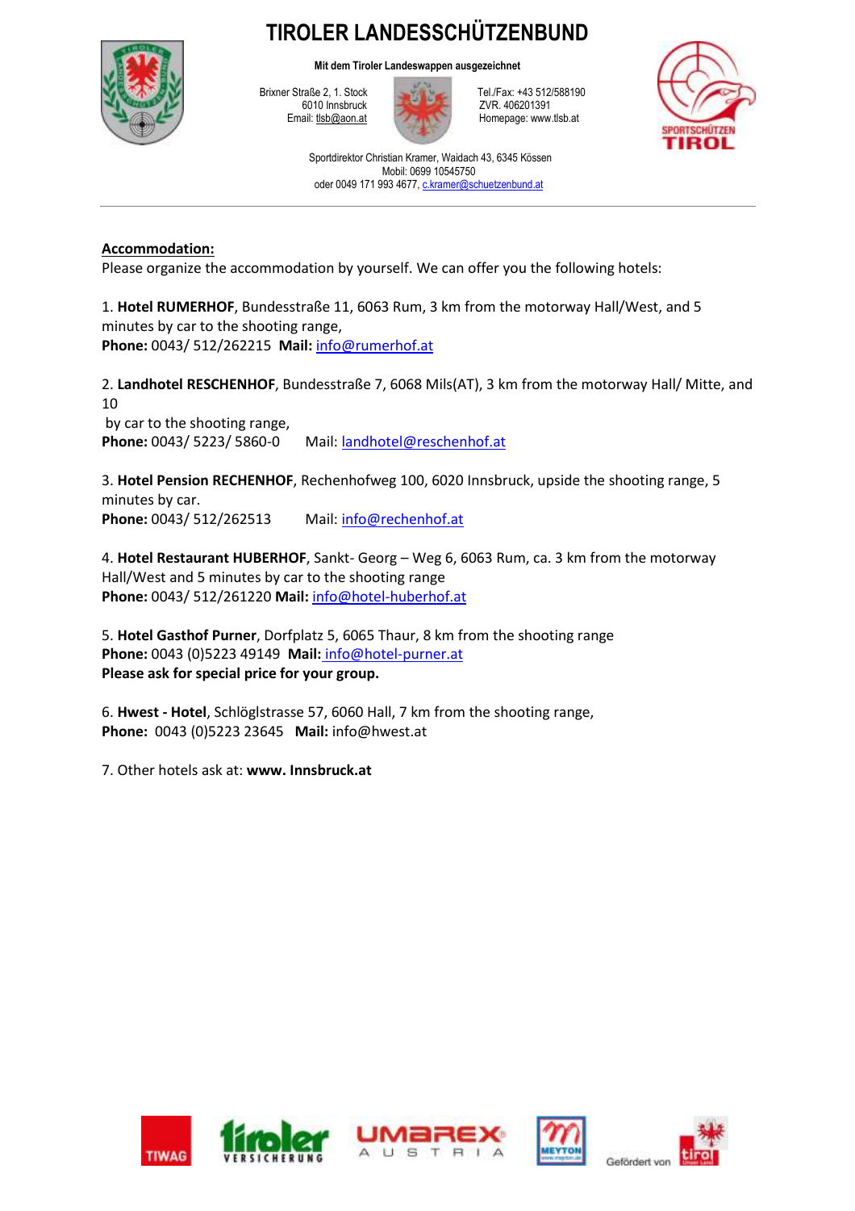# TIROLER LANDESSCHÜTZENBUND

**Mit dem Tiroler Landeswappen ausgezeichnet**

Brixner Straße 2, 1. Stock
6010 Innsbruck
Email: tlsb@aon.at

Tel./Fax: +43 512/588190
ZVR. 406201391
Homepage: www.tlsb.at

Sportdirektor Christian Kramer, Waidach 43, 6345 Kössen
Mobil: 0699 10545750
oder 0049 171 993 4677, c.kramer@schuetzenbund.at

---

**Accommodation:**

Please organize the accommodation by yourself. We can offer you the following hotels:

1. **Hotel RUMERHOF**, Bundesstraße 11, 6063 Rum, 3 km from the motorway Hall/West, and 5 minutes by car to the shooting range,
**Phone:** 0043/ 512/262215 **Mail:** info@rumerhof.at

2. **Landhotel RESCHENHOF**, Bundesstraße 7, 6068 Mils(AT), 3 km from the motorway Hall/ Mitte, and 10
by car to the shooting range,
**Phone:** 0043/ 5223/ 5860-0 Mail: landhotel@reschenhof.at

3. **Hotel Pension RECHENHOF**, Rechenhofweg 100, 6020 Innsbruck, upside the shooting range, 5 minutes by car.
**Phone:** 0043/ 512/262513 Mail: info@rechenhof.at

4. **Hotel Restaurant HUBERHOF**, Sankt- Georg – Weg 6, 6063 Rum, ca. 3 km from the motorway Hall/West and 5 minutes by car to the shooting range
**Phone:** 0043/ 512/261220 **Mail:** info@hotel-huberhof.at

5. **Hotel Gasthof Purner**, Dorfplatz 5, 6065 Thaur, 8 km from the shooting range
**Phone:** 0043 (0)5223 49149 **Mail:** info@hotel-purner.at
**Please ask for special price for your group.**

6. **Hwest - Hotel**, Schlöglstrasse 57, 6060 Hall, 7 km from the shooting range,
**Phone:** 0043 (0)5223 23645 **Mail:** info@hwest.at

7. Other hotels ask at: **www. Innsbruck.at**

Gefördert von